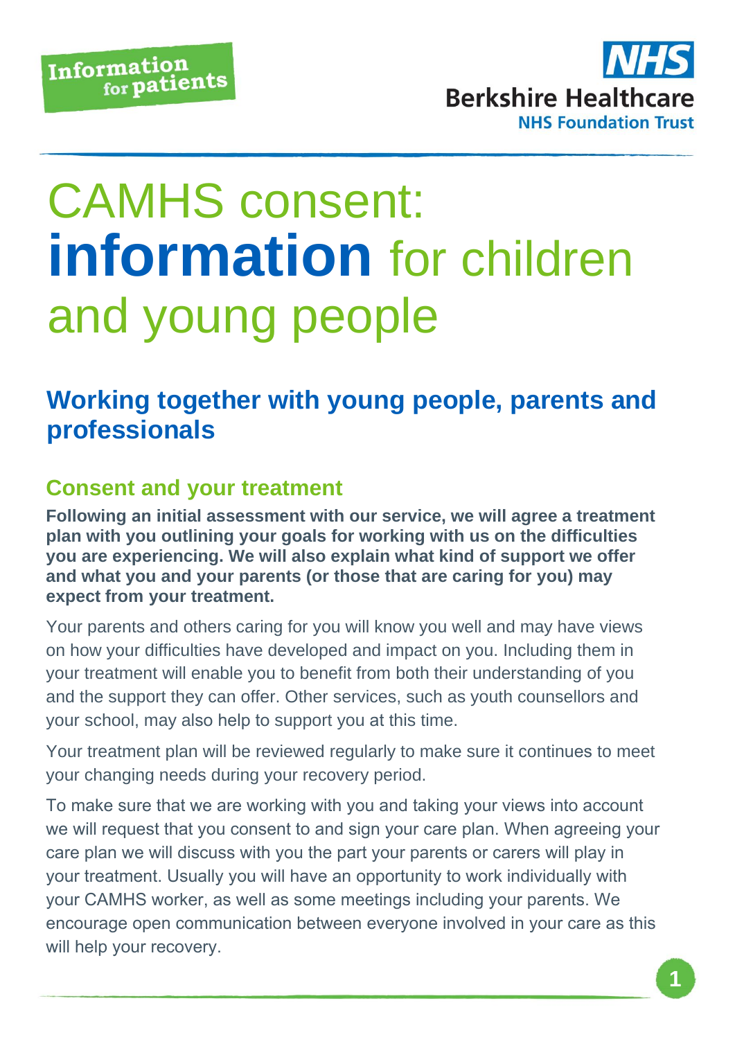Information for patients

NHS Berkshire Healthcare NHS Foundation Trust

# CAMHS consent: information for children and young people

## Working together with young people, parents and professionals

### Consent and your treatment

**Following an initial assessment with our service, we will agree a treatment plan with you outlining your goals for working with us on the difficulties you are experiencing. We will also explain what kind of support we offer and what you and your parents (or those that are caring for you) may expect from your treatment.**

Your parents and others caring for you will know you well and may have views on how your difficulties have developed and impact on you. Including them in your treatment will enable you to benefit from both their understanding of you and the support they can offer. Other services, such as youth counsellors and your school, may also help to support you at this time.

Your treatment plan will be reviewed regularly to make sure it continues to meet your changing needs during your recovery period.

To make sure that we are working with you and taking your views into account we will request that you consent to and sign your care plan. When agreeing your care plan we will discuss with you the part your parents or carers will play in your treatment. Usually you will have an opportunity to work individually with your CAMHS worker, as well as some meetings including your parents. We encourage open communication between everyone involved in your care as this will help your recovery.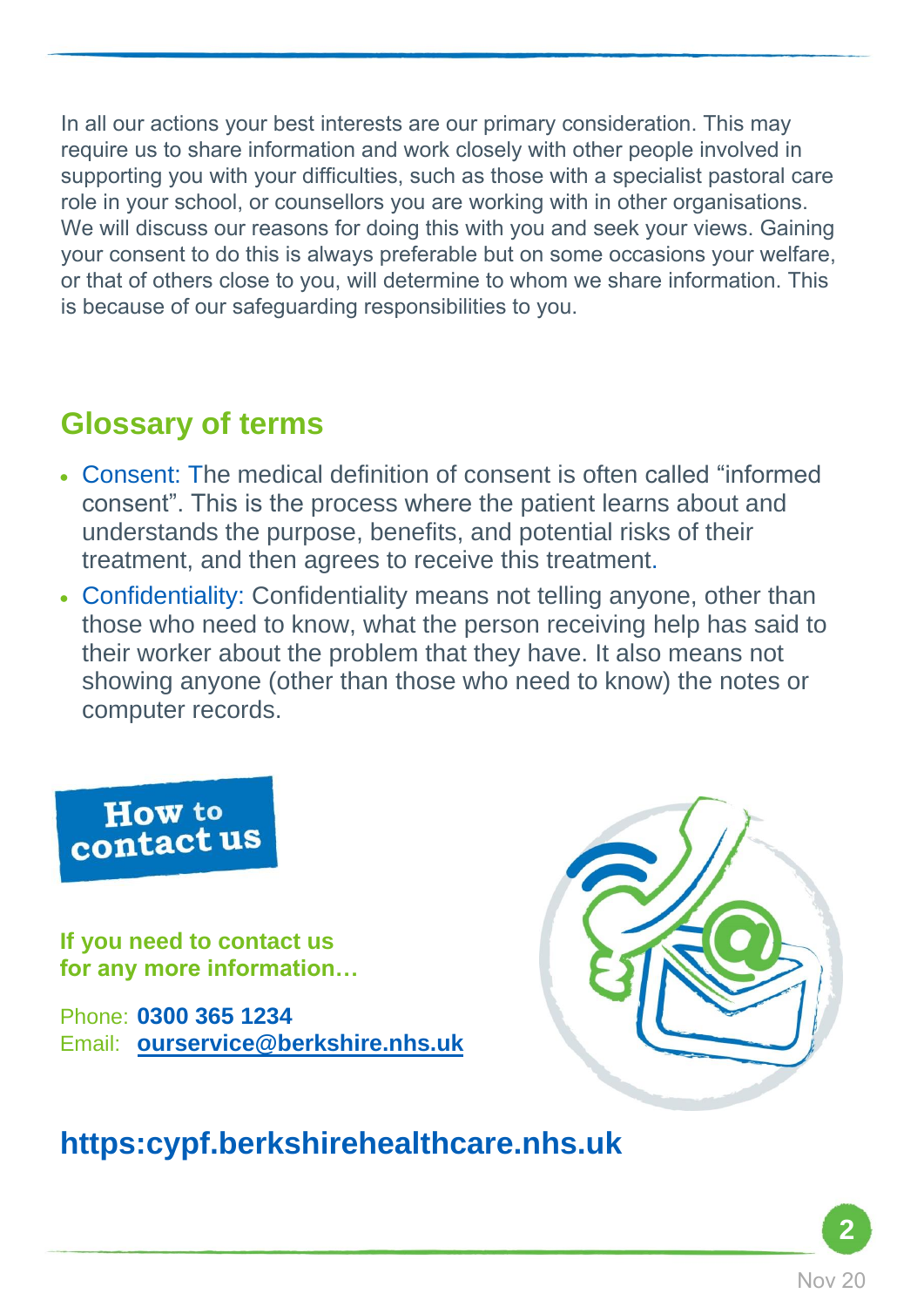In all our actions your best interests are our primary consideration. This may require us to share information and work closely with other people involved in supporting you with your difficulties, such as those with a specialist pastoral care role in your school, or counsellors you are working with in other organisations. We will discuss our reasons for doing this with you and seek your views. Gaining your consent to do this is always preferable but on some occasions your welfare, or that of others close to you, will determine to whom we share information. This is because of our safeguarding responsibilities to you.

## Glossary of terms

- Consent: The medical definition of consent is often called "informed consent". This is the process where the patient learns about and understands the purpose, benefits, and potential risks of their treatment, and then agrees to receive this treatment.
- Confidentiality: Confidentiality means not telling anyone, other than those who need to know, what the person receiving help has said to their worker about the problem that they have. It also means not showing anyone (other than those who need to know) the notes or computer records.

## How to contact us

**If you need to contact us for any more information…**

Phone: **0300 365 1234**
Email: **ourservice@berkshire.nhs.uk**

**https:cypf.berkshirehealthcare.nhs.uk**

Nov 20